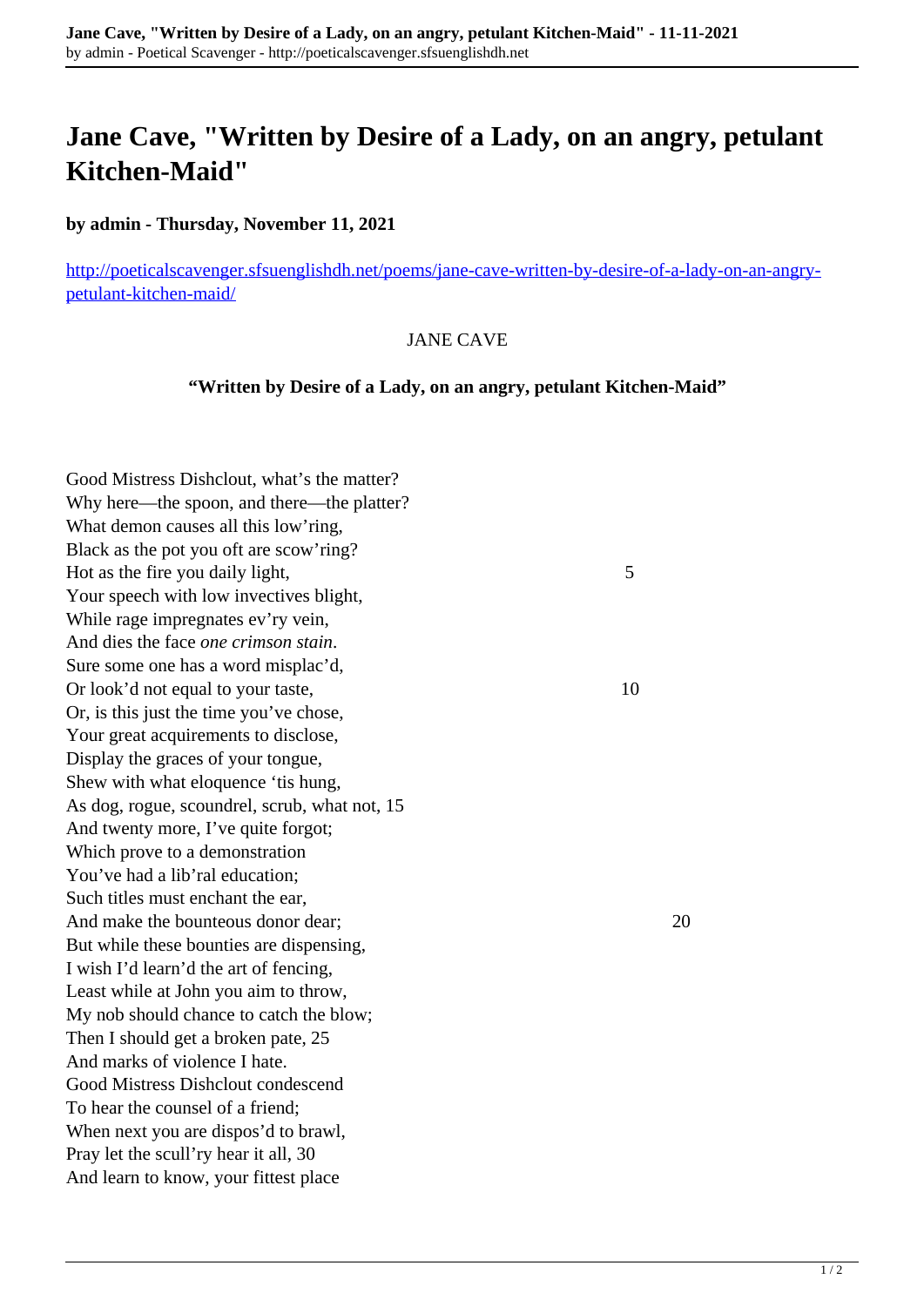# Jane Cave, "Written by Desire of a Lady, on an angry, petulant Kitchen-Maid"

**by admin - Thursday, November 11, 2021**

http://poeticalscavenger.sfsuenglishdh.net/poems/jane-cave-written-by-desire-of-a-lady-on-an-angry-petulant-kitchen-maid/

JANE CAVE

**"Written by Desire of a Lady, on an angry, petulant Kitchen-Maid"**

Good Mistress Dishclout, what's the matter?
Why here—the spoon, and there—the platter?
What demon causes all this low'ring,
Black as the pot you oft are scow'ring?
Hot as the fire you daily light, 5
Your speech with low invectives blight,
While rage impregnates ev'ry vein,
And dies the face *one crimson stain*.
Sure some one has a word misplac'd,
Or look'd not equal to your taste, 10
Or, is this just the time you've chose,
Your great acquirements to disclose,
Display the graces of your tongue,
Shew with what eloquence 'tis hung,
As dog, rogue, scoundrel, scrub, what not, 15
And twenty more, I've quite forgot;
Which prove to a demonstration
You've had a lib'ral education;
Such titles must enchant the ear,
And make the bounteous donor dear; 20
But while these bounties are dispensing,
I wish I'd learn'd the art of fencing,
Least while at John you aim to throw,
My nob should chance to catch the blow;
Then I should get a broken pate, 25
And marks of violence I hate.
Good Mistress Dishclout condescend
To hear the counsel of a friend;
When next you are dispos'd to brawl,
Pray let the scull'ry hear it all, 30
And learn to know, your fittest place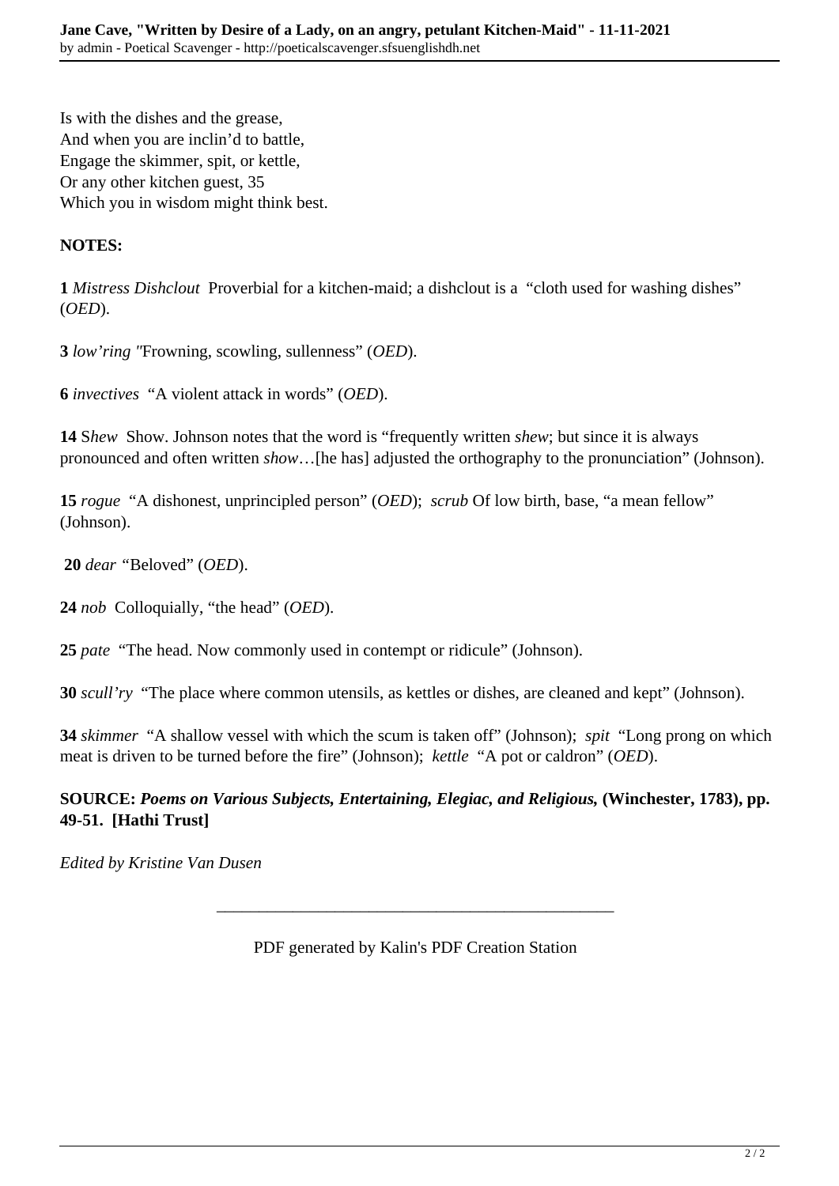Is with the dishes and the grease,
And when you are inclin'd to battle,
Engage the skimmer, spit, or kettle,
Or any other kitchen guest, 35
Which you in wisdom might think best.

**NOTES:**

**1** *Mistress Dishclout* Proverbial for a kitchen-maid; a dishclout is a "cloth used for washing dishes" (*OED*).

**3** *low'ring* "Frowning, scowling, sullenness" (*OED*).

**6** *invectives* "A violent attack in words" (*OED*).

**14** S*hew* Show. Johnson notes that the word is "frequently written *shew*; but since it is always pronounced and often written *show*…[he has] adjusted the orthography to the pronunciation" (Johnson).

**15** *rogue* "A dishonest, unprincipled person" (*OED*); *scrub* Of low birth, base, "a mean fellow" (Johnson).

**20** *dear* "Beloved" (*OED*).

**24** *nob* Colloquially, "the head" (*OED*).

**25** *pate* "The head. Now commonly used in contempt or ridicule" (Johnson).

**30** *scull'ry* "The place where common utensils, as kettles or dishes, are cleaned and kept" (Johnson).

**34** *skimmer* "A shallow vessel with which the scum is taken off" (Johnson); *spit* "Long prong on which meat is driven to be turned before the fire" (Johnson); *kettle* "A pot or caldron" (*OED*).

**SOURCE:** ***Poems on Various Subjects, Entertaining, Elegiac, and Religious,*** **(Winchester, 1783), pp. 49-51. [Hathi Trust]**

*Edited by Kristine Van Dusen*

---

PDF generated by Kalin's PDF Creation Station